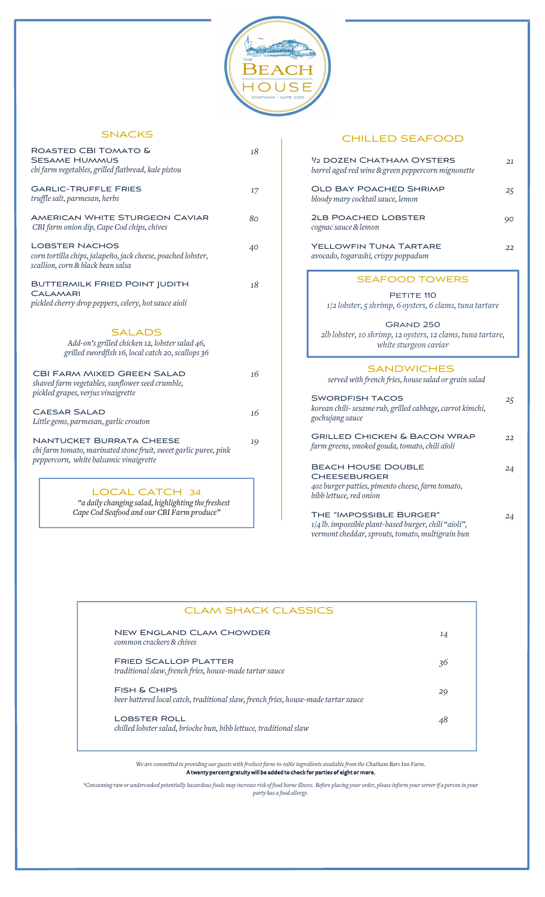# The Beach House

Chatham • Cape Cod

## Snacks

**Roasted CBI Tomato & Sesame Hummus** — 18
*cbi farm vegetables, grilled flatbread, kale pistou*

**Garlic-Truffle Fries** — 17
*truffle salt, parmesan, herbs*

**American White Sturgeon Caviar** — 80
*CBI farm onion dip, Cape Cod chips, chives*

**Lobster Nachos** — 40
*corn tortilla chips, jalapeño, jack cheese, poached lobster, scallion, corn & black bean salsa*

**Buttermilk Fried Point Judith Calamari** — 18
*pickled cherry drop peppers, celery, hot sauce aioli*

## Salads

*Add-on's grilled chicken 12, lobster salad 46, grilled swordfish 16, local catch 20, scallops 36*

**CBI Farm Mixed Green Salad** — 16
*shaved farm vegetables, sunflower seed crumble, pickled grapes, verjus vinaigrette*

**Caesar Salad** — 16
*Little gems, parmesan, garlic crouton*

**Nantucket Burrata Cheese** — 19
*cbi farm tomato, marinated stone fruit, sweet garlic puree, pink peppercorn, white balsamic vinaigrette*

## Local Catch 34

*"a daily changing salad, highlighting the freshest Cape Cod Seafood and our CBI Farm produce"*

## Chilled Seafood

**½ Dozen Chatham Oysters** — 21
*barrel aged red wine & green peppercorn mignonette*

**Old Bay Poached Shrimp** — 25
*bloody mary cocktail sauce, lemon*

**2lb Poached Lobster** — 90
*cognac sauce & lemon*

**Yellowfin Tuna Tartare** — 22
*avocado, togarashi, crispy poppadum*

## Seafood Towers

**Petite 110**
*1/2 lobster, 5 shrimp, 6 oysters, 6 clams, tuna tartare*

**Grand 250**
*2lb lobster, 10 shrimp, 12 oysters, 12 clams, tuna tartare, white sturgeon caviar*

## Sandwiches

*served with french fries, house salad or grain salad*

**Swordfish Tacos** — 25
*korean chili- sesame rub, grilled cabbage, carrot kimchi, gochujang sauce*

**Grilled Chicken & Bacon Wrap** — 22
*farm greens, smoked gouda, tomato, chili aïoli*

**Beach House Double Cheeseburger** — 24
*4oz burger patties, pimento cheese, farm tomato, bibb lettuce, red onion*

**The "Impossible Burger"** — 24
*1/4 lb. impossible plant-based burger, chili "aioli", vermont cheddar, sprouts, tomato, multigrain bun*

## Clam Shack Classics

**New England Clam Chowder** — 14
*common crackers & chives*

**Fried Scallop Platter** — 36
*traditional slaw, french fries, house-made tartar sauce*

**Fish & Chips** — 29
*beer battered local catch, traditional slaw, french fries, house-made tartar sauce*

**Lobster Roll** — 48
*chilled lobster salad, brioche bun, bibb lettuce, traditional slaw*

*We are committed to providing our guests with freshest farm-to-table ingredients available from the Chatham Bars Inn Farm.*

**A twenty percent gratuity will be added to check for parties of eight or more.**

*\*Consuming raw or undercooked potentially hazardous foods may increase risk of food borne illness. Before placing your order, please inform your server if a person in your party has a food allergy.*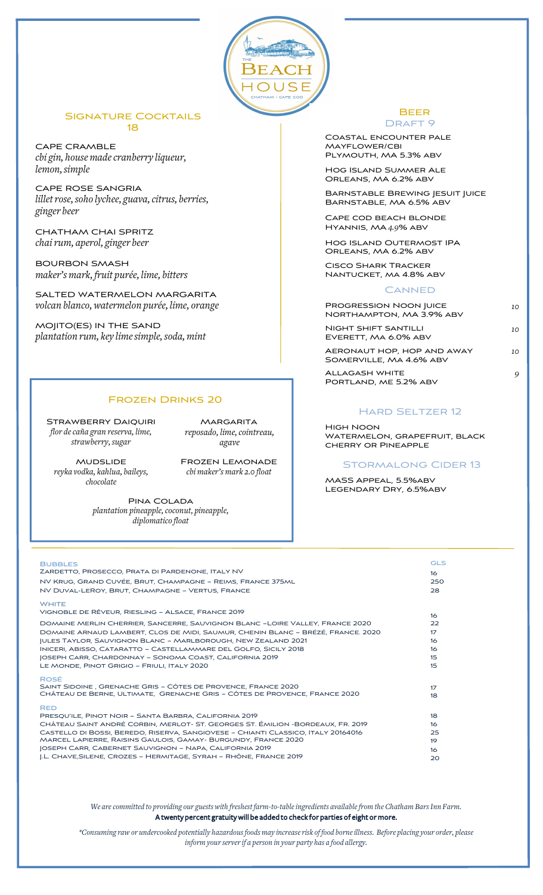The Beach House
Chatham • Cape Cod

## Signature Cocktails
18

CAPE CRAMBLE
*cbi gin, house made cranberry liqueur, lemon, simple*

CAPE ROSE SANGRIA
*lillet rose, soho lychee, guava, citrus, berries, ginger beer*

CHATHAM CHAI SPRITZ
*chai rum, aperol, ginger beer*

BOURBON SMASH
*maker's mark, fruit purée, lime, bitters*

SALTED WATERMELON MARGARITA
*volcan blanco, watermelon purée, lime, orange*

MOJITO(ES) IN THE SAND
*plantation rum, key lime simple, soda, mint*

## Beer

### Draft 9

Coastal Encounter Pale
Mayflower/CBI
Plymouth, MA 5.3% ABV

Hog Island Summer Ale
Orleans, MA 6.2% ABV

Barnstable Brewing Jesuit Juice
Barnstable, MA 6.5% ABV

Cape Cod Beach Blonde
Hyannis, MA 4.9% ABV

Hog Island Outermost IPA
Orleans, MA 6.2% ABV

Cisco Shark Tracker
Nantucket, MA 4.8% ABV

### Canned

| | |
|---|---|
| Progression Noon Juice<br>Northampton, MA 3.9% ABV | 10 |
| Night Shift Santilli<br>Everett, MA 6.0% ABV | 10 |
| Aeronaut Hop, Hop and Away<br>Somerville, MA 4.6% ABV | 10 |
| Allagash White<br>Portland, ME 5.2% ABV | 9 |

## Frozen Drinks 20

Strawberry Daiquiri
*flor de caña gran reserva, lime, strawberry, sugar*

Margarita
*reposado, lime, cointreau, agave*

Mudslide
*reyka vodka, kahlua, baileys, chocolate*

Frozen Lemonade
*cbi maker's mark 2.0 float*

Pina Colada
*plantation pineapple, coconut, pineapple, diplomatico float*

### Hard Seltzer 12

High Noon
Watermelon, Grapefruit, Black Cherry or Pineapple

### Stormalong Cider 13

Mass Appeal, 5.5%ABV
Legendary Dry, 6.5%ABV

| | GLS |
|---|---|
| **Bubbles** | |
| Zardetto, Prosecco, Prata di Pardenone, Italy NV | 16 |
| NV Krug, Grand Cuvée, Brut, Champagne – Reims, France 375ml | 250 |
| NV Duval-Leroy, Brut, Champagne – Vertus, France | 28 |
| **White** | |
| Vignoble de Rêveur, Riesling – Alsace, France 2019 | 16 |
| Domaine Merlin Cherrier, Sancerre, Sauvignon Blanc –Loire Valley, France 2020 | 22 |
| Domaine Arnaud Lambert, Clos de Midi, Saumur, Chenin Blanc – Brézé, France. 2020 | 17 |
| Jules Taylor, Sauvignon Blanc – Marlborough, New Zealand 2021 | 16 |
| Iniceri, Abisso, Cataratto – Castellammare del Golfo, Sicily 2018 | 16 |
| Joseph Carr, Chardonnay – Sonoma Coast, California 2019 | 15 |
| Le Monde, Pinot Grigio – Friuli, Italy 2020 | 15 |
| **Rosé** | |
| Saint Sidoine , Grenache Gris – Côtes de Provence, France 2020 | 17 |
| Château de Berne, Ultimate, Grenache Gris – Côtes de Provence, France 2020 | 18 |
| **Red** | |
| Presqu'ile, Pinot Noir – Santa Barbra, California 2019 | 18 |
| Château Saint André Corbin, Merlot- St. Georges St. Émilion -Bordeaux, Fr. 2019 | 16 |
| Castello di Bossi, Beredo, Riserva, Sangiovese – Chianti Classico, Italy 20164016 | 25 |
| Marcel Lapierre, Raisins Gaulois, Gamay- Burgundy, France 2020 | 19 |
| Joseph Carr, Cabernet Sauvignon – Napa, California 2019 | 16 |
| J.L. Chave,Silene, Crozes – Hermitage, Syrah – Rhône, France 2019 | 20 |

*We are committed to providing our guests with freshest farm-to-table ingredients available from the Chatham Bars Inn Farm.*

**A twenty percent gratuity will be added to check for parties of eight or more.**

*\*Consuming raw or undercooked potentially hazardous foods may increase risk of food borne illness. Before placing your order, please inform your server if a person in your party has a food allergy.*